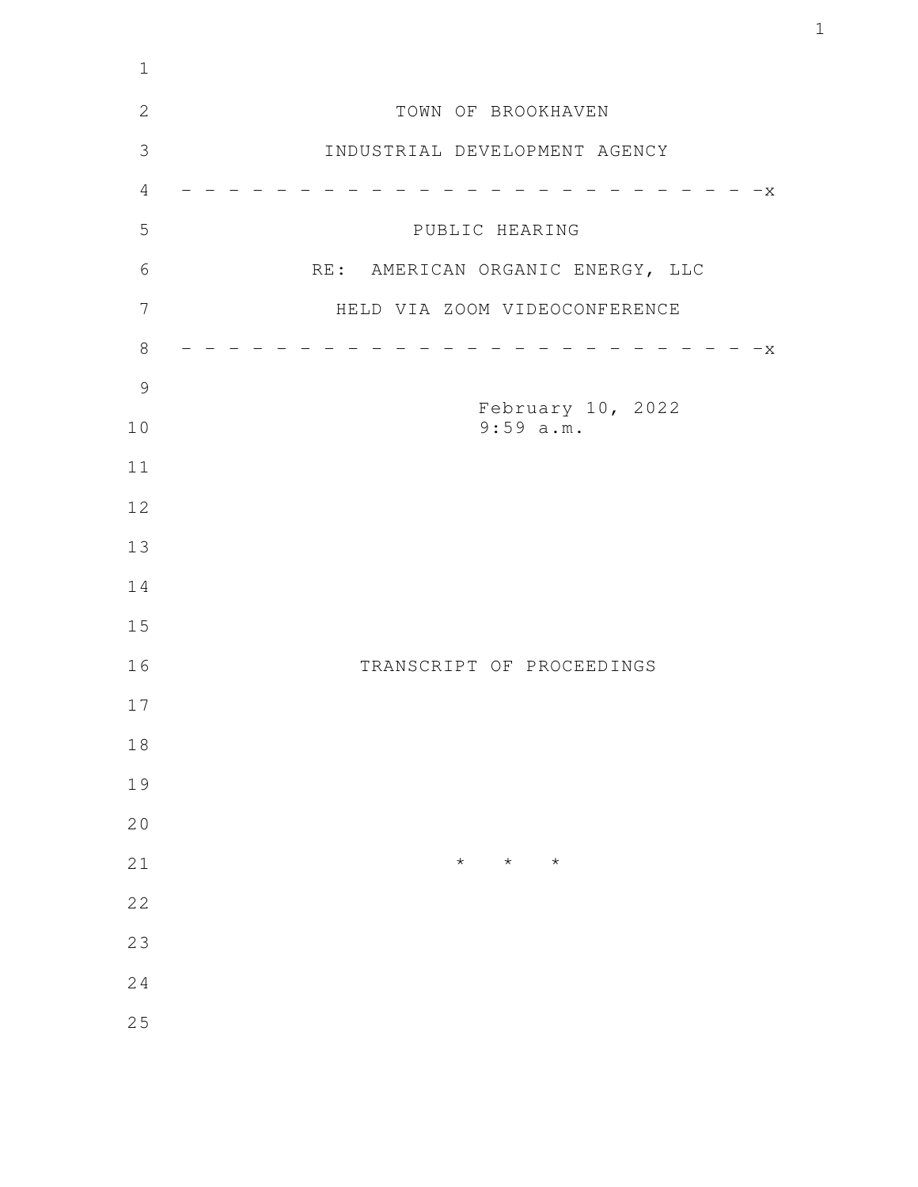TOWN OF BROOKHAVEN

INDUSTRIAL DEVELOPMENT AGENCY

- - - - - - - - - - - - - - - - - - - - - - - - - -x

PUBLIC HEARING

RE: AMERICAN ORGANIC ENERGY, LLC

HELD VIA ZOOM VIDEOCONFERENCE

- - - - - - - - - - - - - - - - - - - - - - - - - -x

February 10, 2022
9:59 a.m.

TRANSCRIPT OF PROCEEDINGS

* * *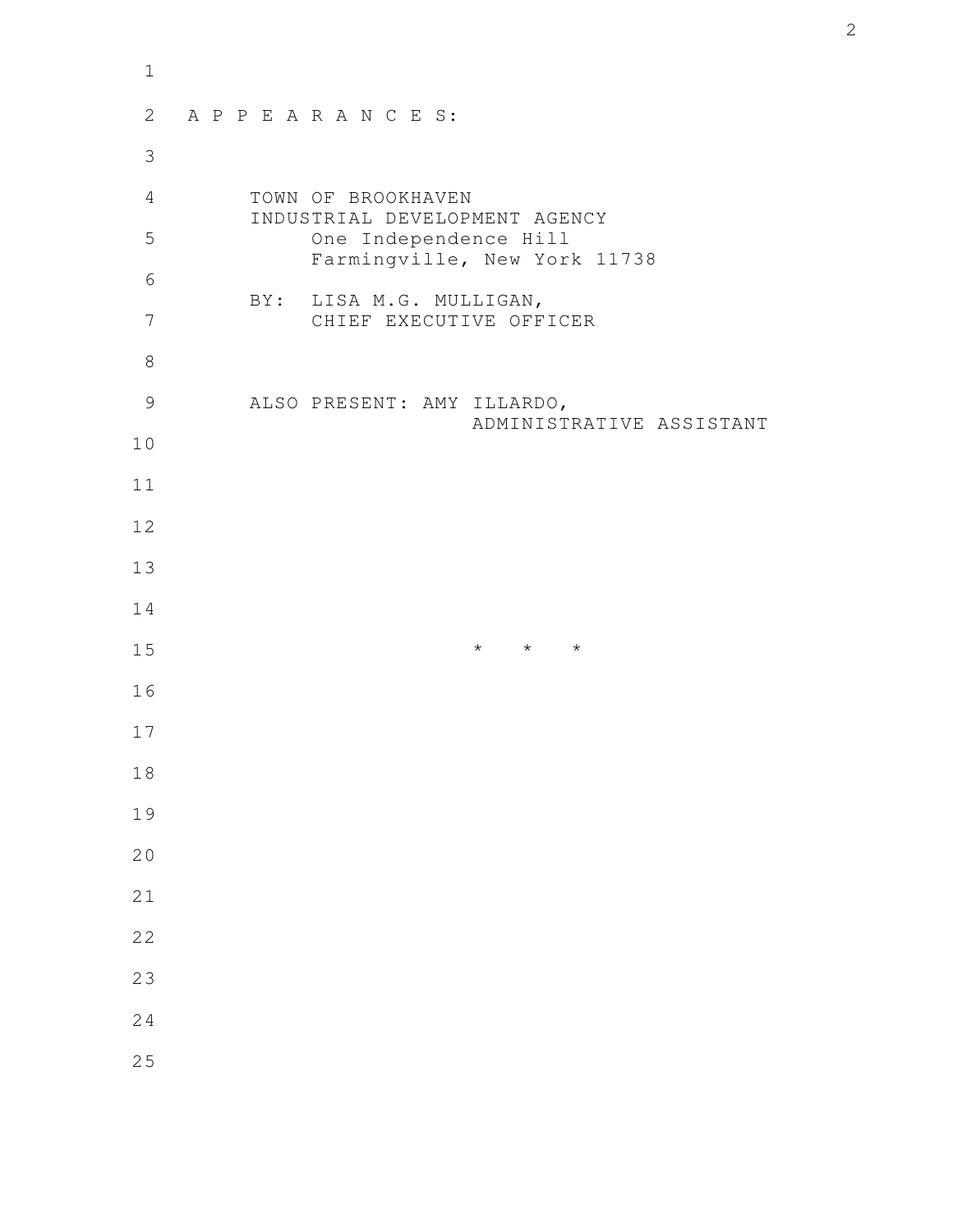A P P E A R A N C E S:

TOWN OF BROOKHAVEN
INDUSTRIAL DEVELOPMENT AGENCY
One Independence Hill
Farmingville, New York 11738

BY: LISA M.G. MULLIGAN,
CHIEF EXECUTIVE OFFICER

ALSO PRESENT: AMY ILLARDO,
ADMINISTRATIVE ASSISTANT

\* \* \*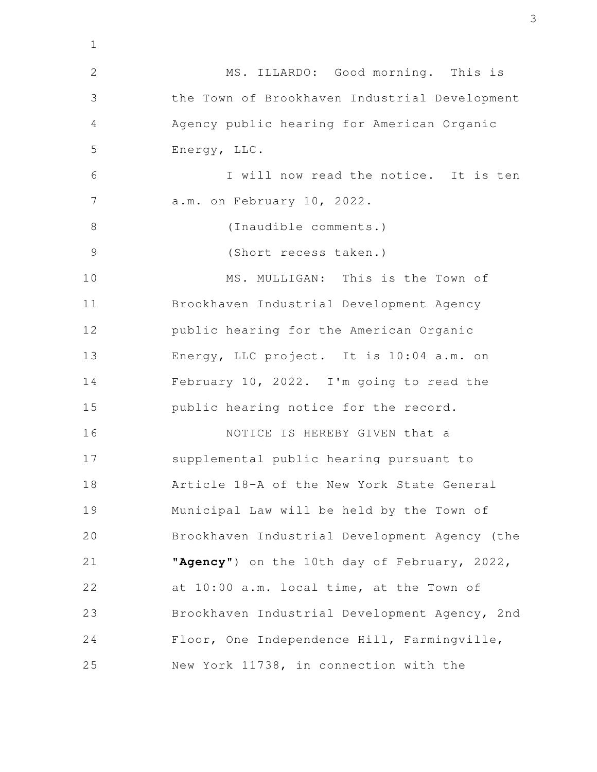MS. ILLARDO: Good morning. This is the Town of Brookhaven Industrial Development Agency public hearing for American Organic Energy, LLC.

I will now read the notice. It is ten a.m. on February 10, 2022.

(Inaudible comments.)

(Short recess taken.)

MS. MULLIGAN: This is the Town of Brookhaven Industrial Development Agency public hearing for the American Organic Energy, LLC project. It is 10:04 a.m. on February 10, 2022. I'm going to read the public hearing notice for the record.

NOTICE IS HEREBY GIVEN that a supplemental public hearing pursuant to Article 18-A of the New York State General Municipal Law will be held by the Town of Brookhaven Industrial Development Agency (the **"Agency"**) on the 10th day of February, 2022, at 10:00 a.m. local time, at the Town of Brookhaven Industrial Development Agency, 2nd Floor, One Independence Hill, Farmingville, New York 11738, in connection with the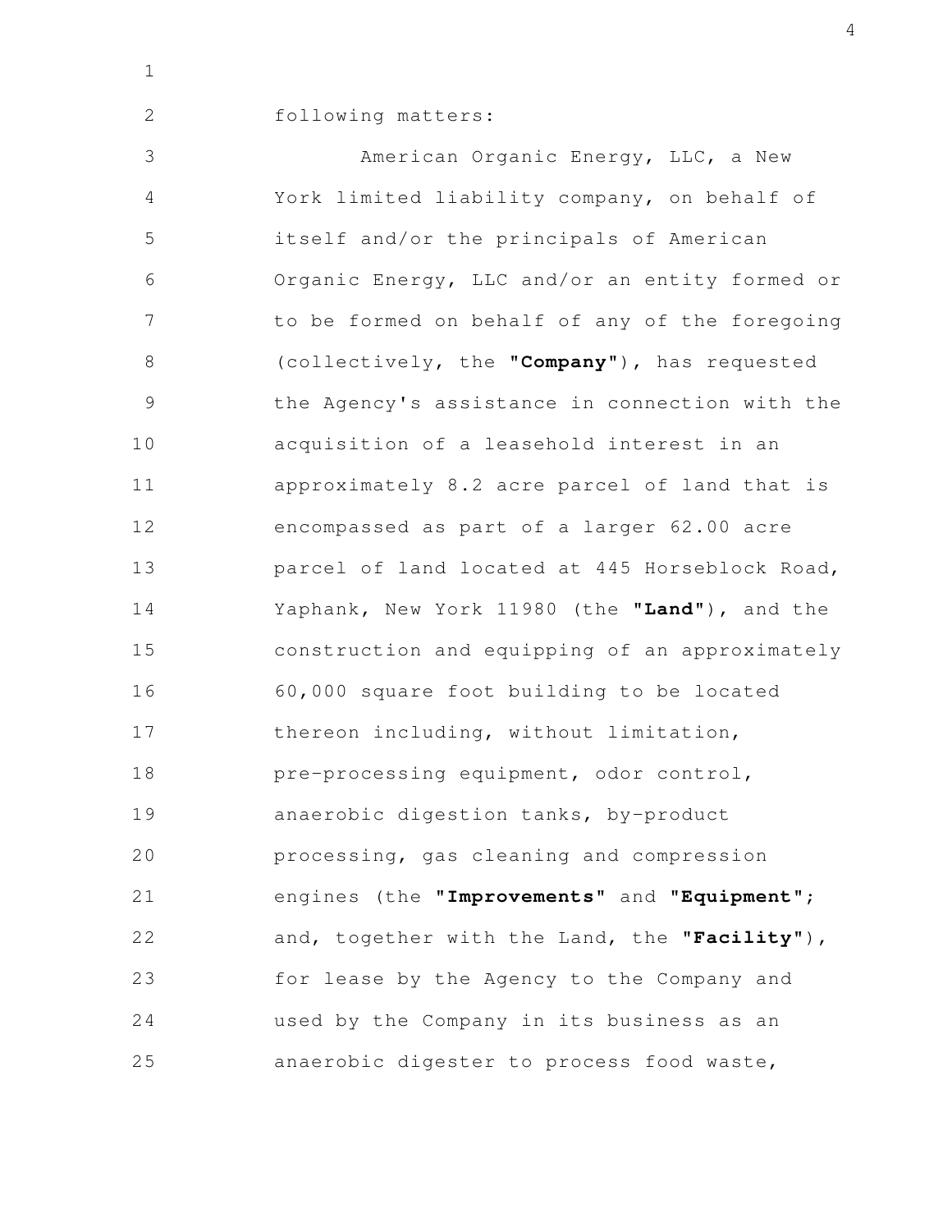following matters:

American Organic Energy, LLC, a New York limited liability company, on behalf of itself and/or the principals of American Organic Energy, LLC and/or an entity formed or to be formed on behalf of any of the foregoing (collectively, the "**Company**"), has requested the Agency's assistance in connection with the acquisition of a leasehold interest in an approximately 8.2 acre parcel of land that is encompassed as part of a larger 62.00 acre parcel of land located at 445 Horseblock Road, Yaphank, New York 11980 (the "**Land**"), and the construction and equipping of an approximately 60,000 square foot building to be located thereon including, without limitation, pre-processing equipment, odor control, anaerobic digestion tanks, by-product processing, gas cleaning and compression engines (the "**Improvements**" and "**Equipment**"; and, together with the Land, the "**Facility**"), for lease by the Agency to the Company and used by the Company in its business as an anaerobic digester to process food waste,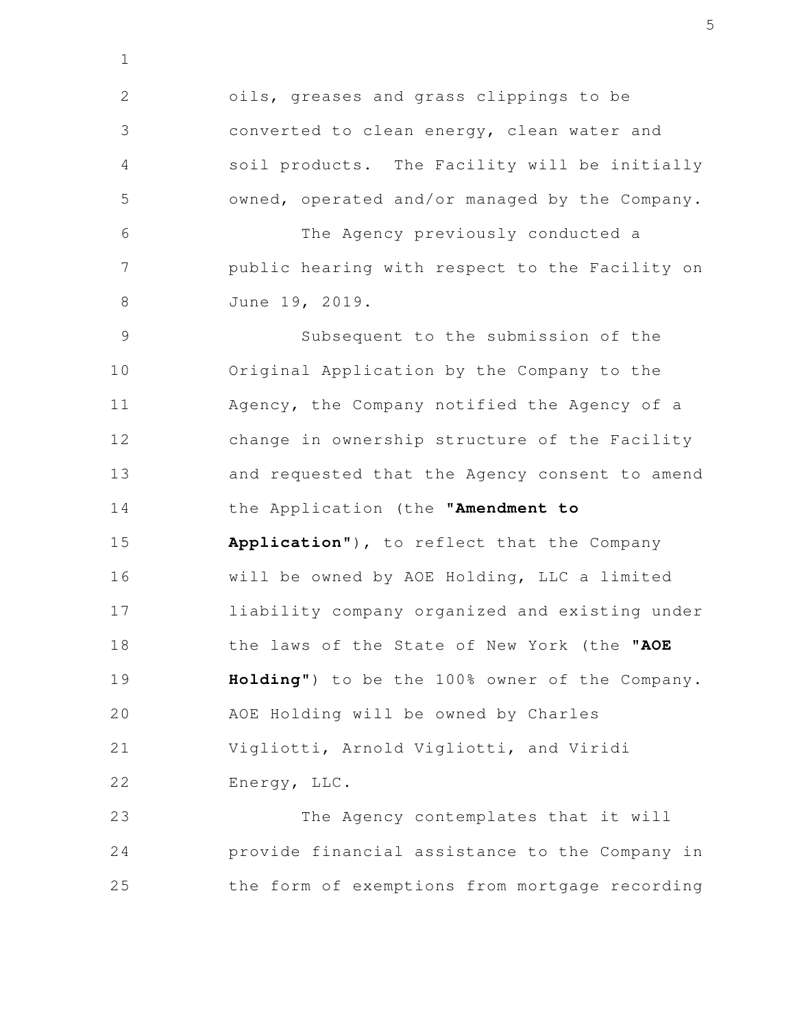oils, greases and grass clippings to be converted to clean energy, clean water and soil products. The Facility will be initially owned, operated and/or managed by the Company.

The Agency previously conducted a public hearing with respect to the Facility on June 19, 2019.

Subsequent to the submission of the Original Application by the Company to the Agency, the Company notified the Agency of a change in ownership structure of the Facility and requested that the Agency consent to amend the Application (the **"Amendment to Application"**), to reflect that the Company will be owned by AOE Holding, LLC a limited liability company organized and existing under the laws of the State of New York (the **"AOE Holding"**) to be the 100% owner of the Company. AOE Holding will be owned by Charles Vigliotti, Arnold Vigliotti, and Viridi Energy, LLC.

The Agency contemplates that it will provide financial assistance to the Company in the form of exemptions from mortgage recording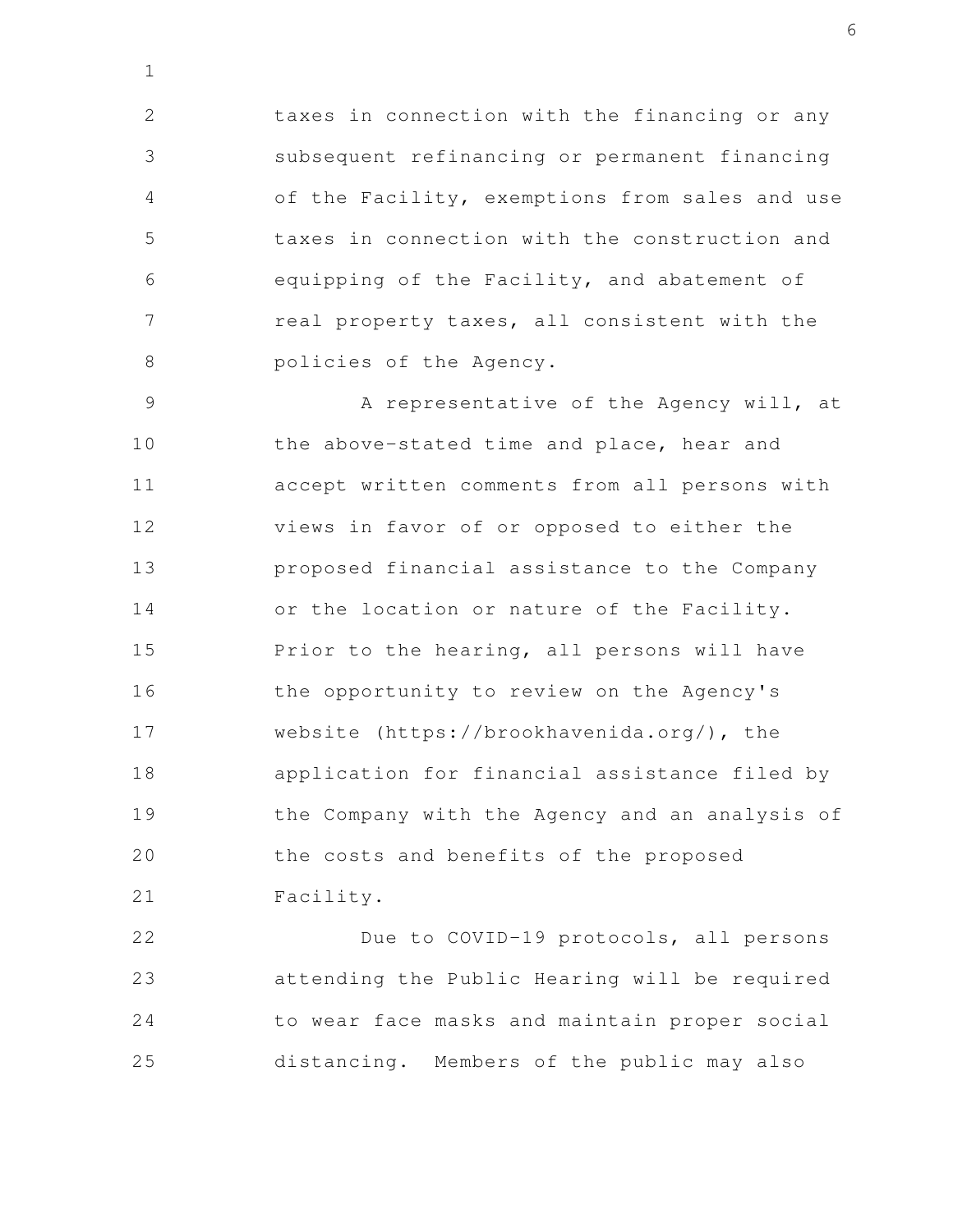taxes in connection with the financing or any subsequent refinancing or permanent financing of the Facility, exemptions from sales and use taxes in connection with the construction and equipping of the Facility, and abatement of real property taxes, all consistent with the policies of the Agency.

A representative of the Agency will, at the above-stated time and place, hear and accept written comments from all persons with views in favor of or opposed to either the proposed financial assistance to the Company or the location or nature of the Facility. Prior to the hearing, all persons will have the opportunity to review on the Agency's website (https://brookhavenida.org/), the application for financial assistance filed by the Company with the Agency and an analysis of the costs and benefits of the proposed Facility.

Due to COVID-19 protocols, all persons attending the Public Hearing will be required to wear face masks and maintain proper social distancing. Members of the public may also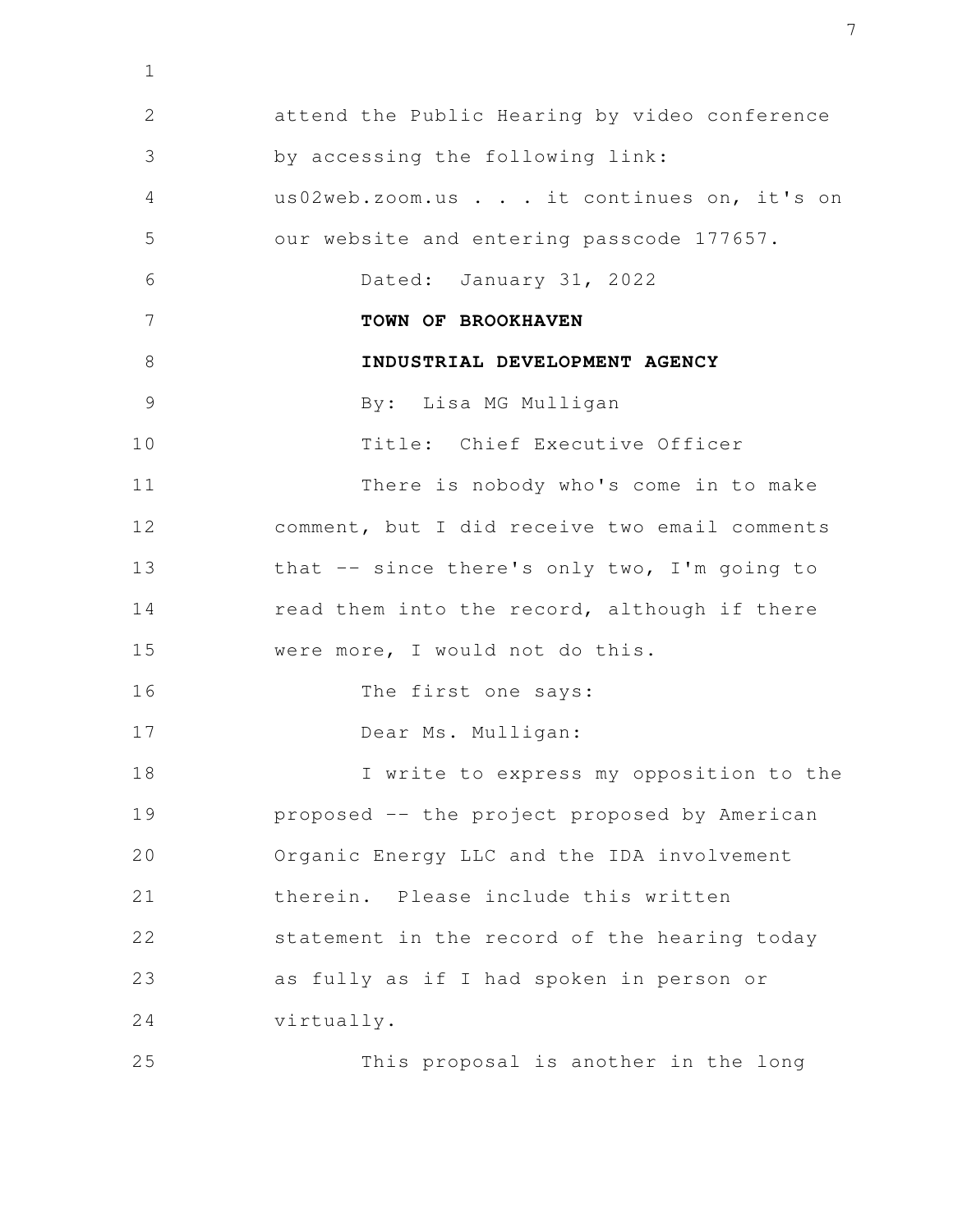attend the Public Hearing by video conference by accessing the following link: us02web.zoom.us . . . it continues on, it's on our website and entering passcode 177657.

Dated: January 31, 2022

**TOWN OF BROOKHAVEN**

**INDUSTRIAL DEVELOPMENT AGENCY**

By: Lisa MG Mulligan

Title: Chief Executive Officer

There is nobody who's come in to make comment, but I did receive two email comments that -- since there's only two, I'm going to read them into the record, although if there were more, I would not do this.

The first one says:

Dear Ms. Mulligan:

I write to express my opposition to the proposed -- the project proposed by American Organic Energy LLC and the IDA involvement therein. Please include this written statement in the record of the hearing today as fully as if I had spoken in person or virtually.

This proposal is another in the long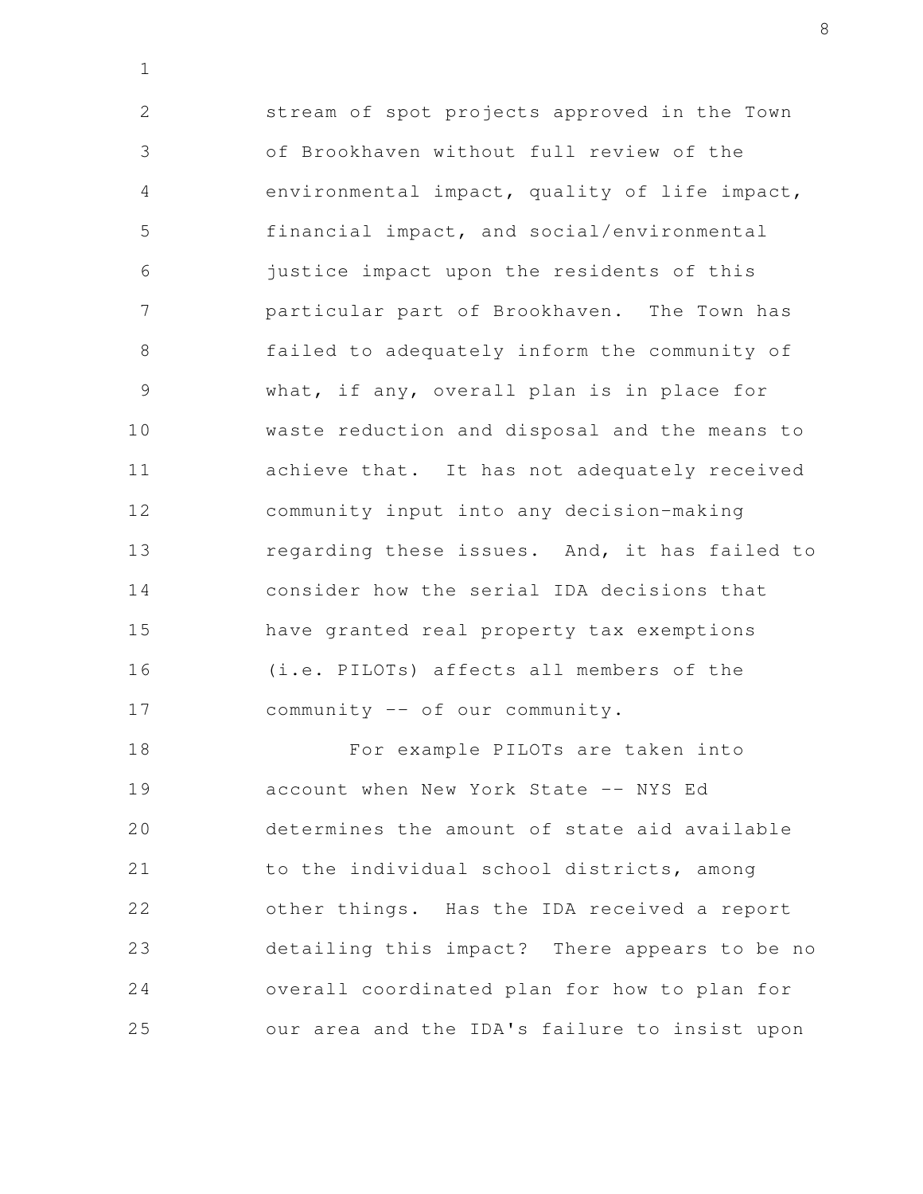stream of spot projects approved in the Town of Brookhaven without full review of the environmental impact, quality of life impact, financial impact, and social/environmental justice impact upon the residents of this particular part of Brookhaven. The Town has failed to adequately inform the community of what, if any, overall plan is in place for waste reduction and disposal and the means to achieve that. It has not adequately received community input into any decision-making regarding these issues. And, it has failed to consider how the serial IDA decisions that have granted real property tax exemptions (i.e. PILOTs) affects all members of the community -- of our community.

For example PILOTs are taken into account when New York State -- NYS Ed determines the amount of state aid available to the individual school districts, among other things. Has the IDA received a report detailing this impact? There appears to be no overall coordinated plan for how to plan for our area and the IDA's failure to insist upon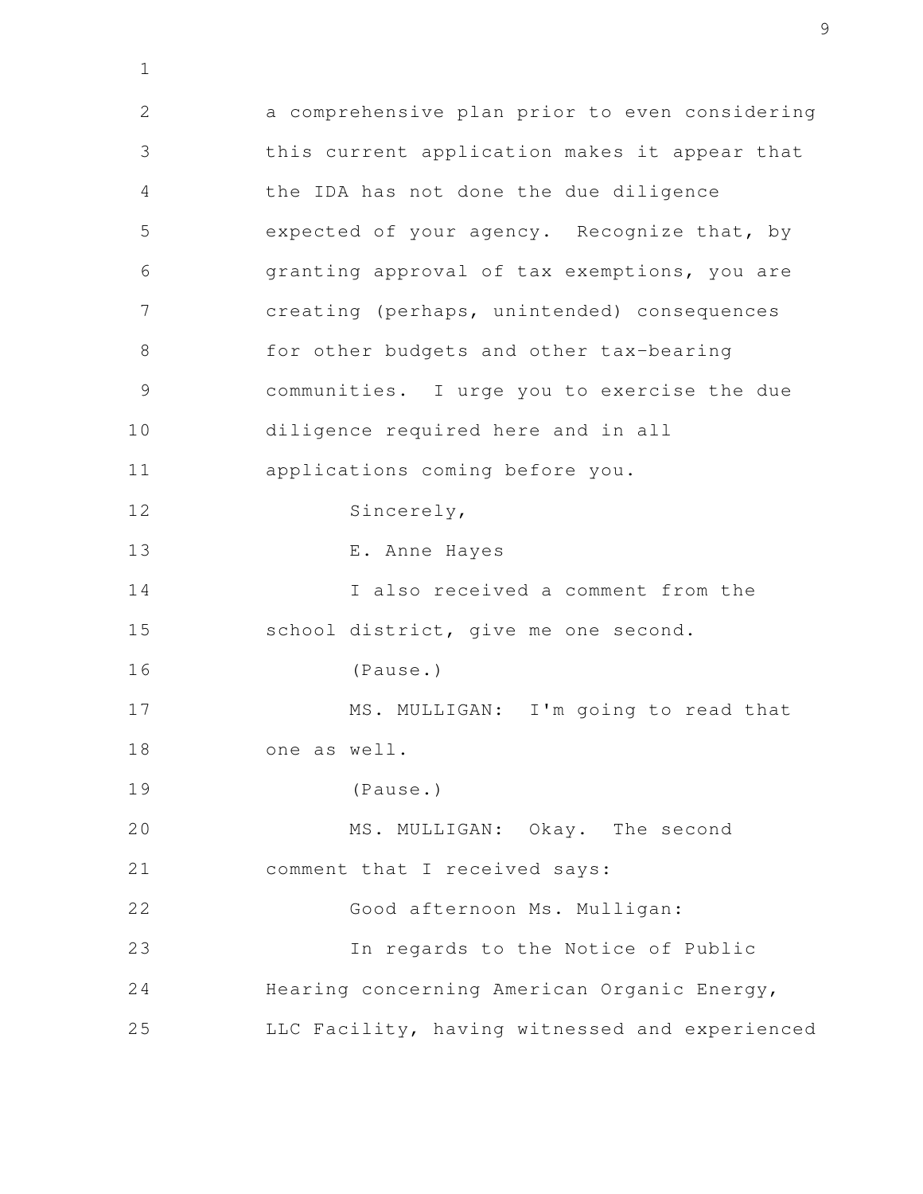a comprehensive plan prior to even considering this current application makes it appear that the IDA has not done the due diligence expected of your agency. Recognize that, by granting approval of tax exemptions, you are creating (perhaps, unintended) consequences for other budgets and other tax-bearing communities. I urge you to exercise the due diligence required here and in all applications coming before you.

Sincerely,

E. Anne Hayes

I also received a comment from the school district, give me one second.

(Pause.)

MS. MULLIGAN: I'm going to read that one as well.

(Pause.)

MS. MULLIGAN: Okay. The second comment that I received says:

Good afternoon Ms. Mulligan:

In regards to the Notice of Public Hearing concerning American Organic Energy, LLC Facility, having witnessed and experienced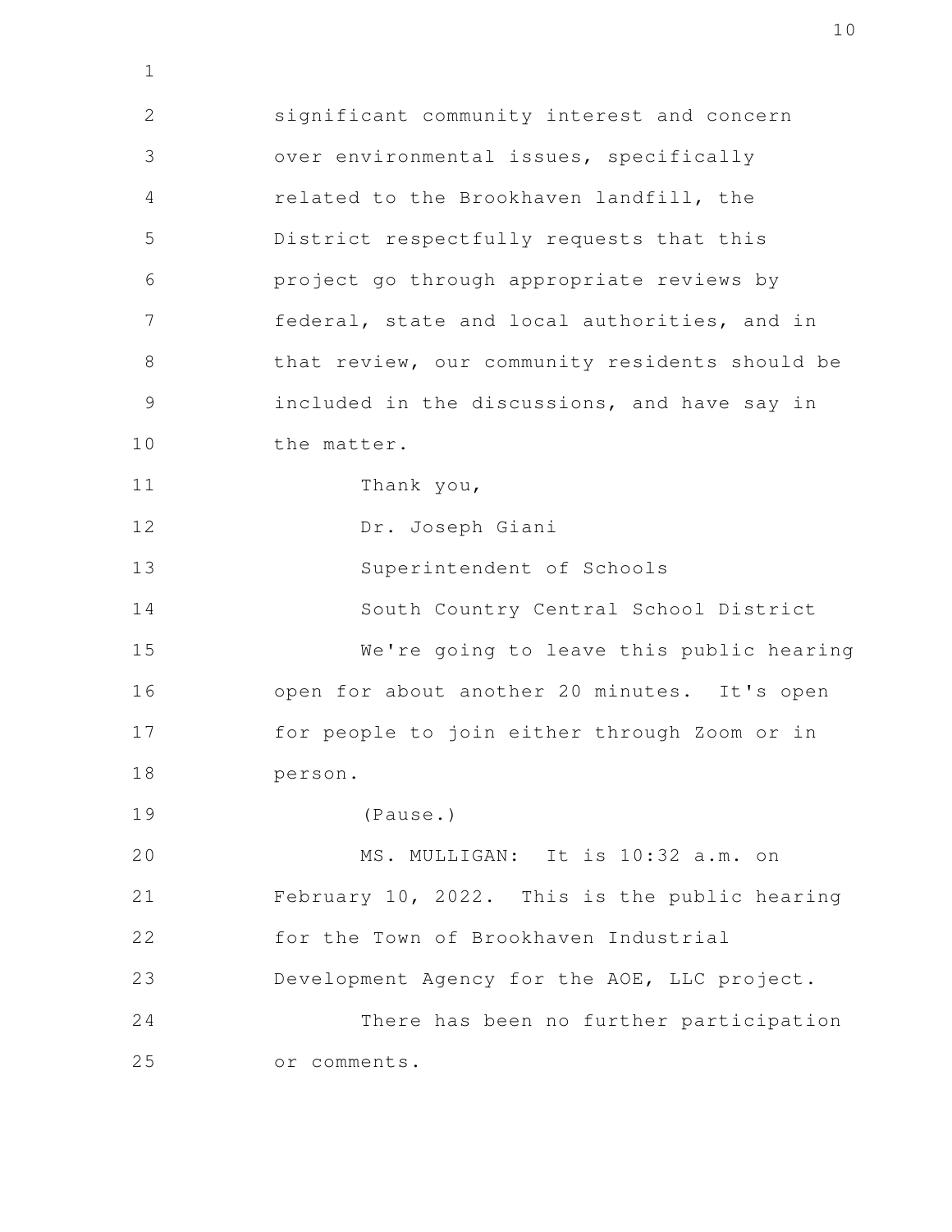significant community interest and concern over environmental issues, specifically related to the Brookhaven landfill, the District respectfully requests that this project go through appropriate reviews by federal, state and local authorities, and in that review, our community residents should be included in the discussions, and have say in the matter.

Thank you,

Dr. Joseph Giani

Superintendent of Schools

South Country Central School District

We're going to leave this public hearing open for about another 20 minutes. It's open for people to join either through Zoom or in person.

(Pause.)

MS. MULLIGAN: It is 10:32 a.m. on February 10, 2022. This is the public hearing for the Town of Brookhaven Industrial Development Agency for the AOE, LLC project.

There has been no further participation or comments.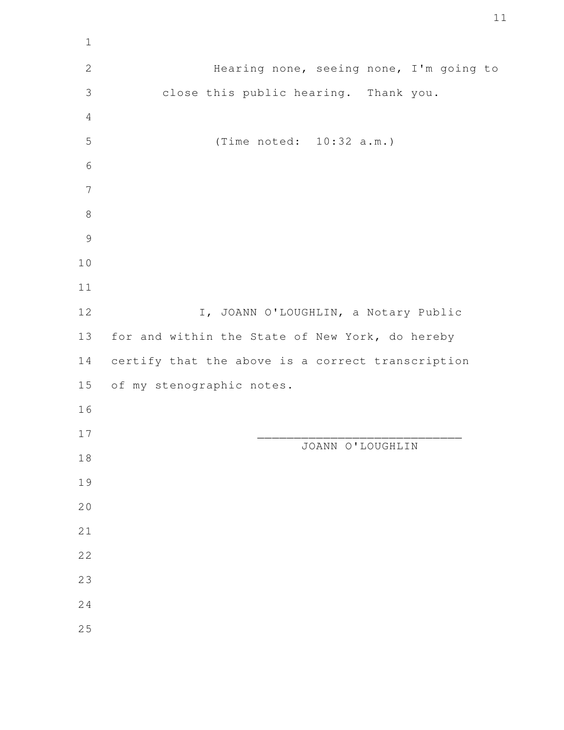Hearing none, seeing none, I'm going to close this public hearing. Thank you.

(Time noted: 10:32 a.m.)

I, JOANN O'LOUGHLIN, a Notary Public for and within the State of New York, do hereby certify that the above is a correct transcription of my stenographic notes.

______________________________
JOANN O'LOUGHLIN